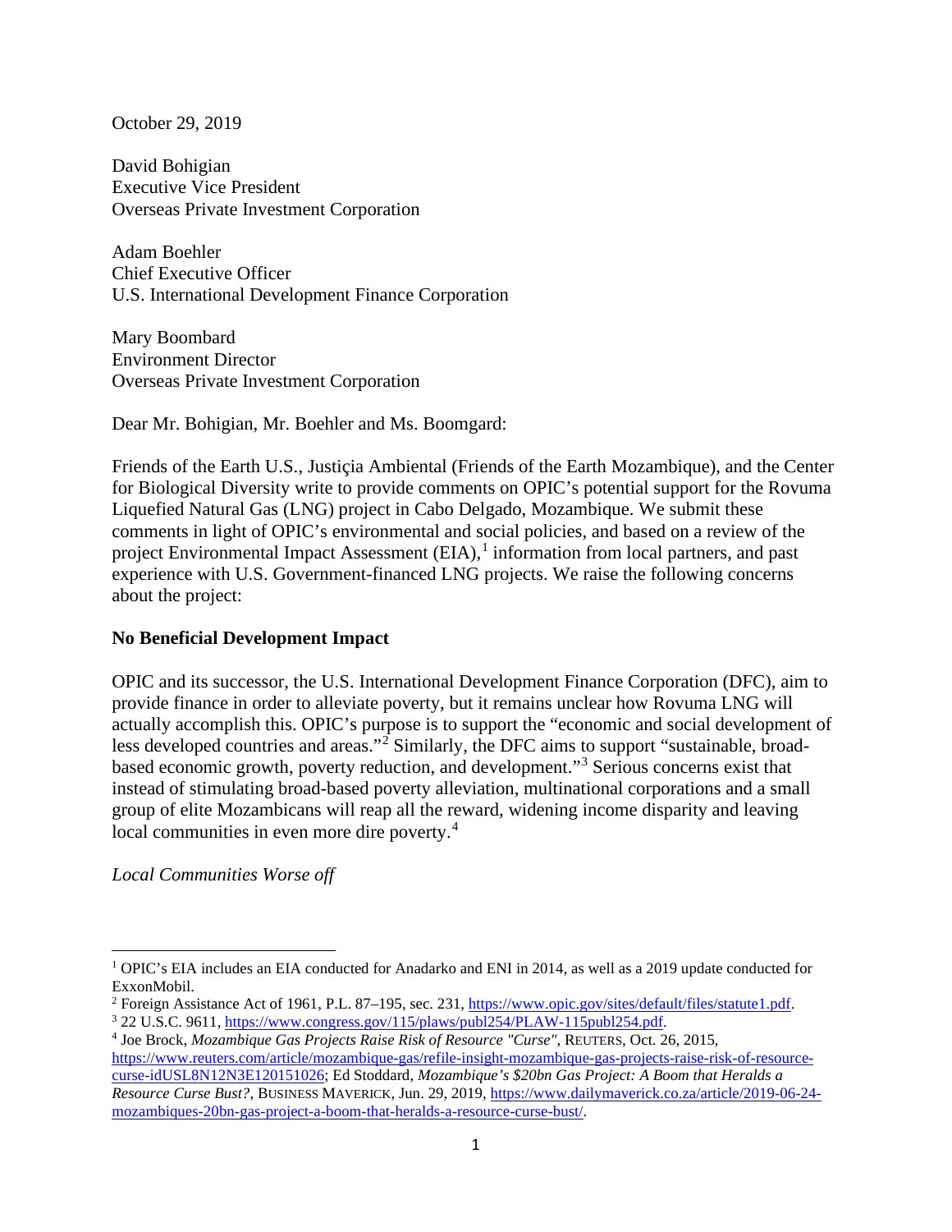October 29, 2019

David Bohigian
Executive Vice President
Overseas Private Investment Corporation

Adam Boehler
Chief Executive Officer
U.S. International Development Finance Corporation

Mary Boombard
Environment Director
Overseas Private Investment Corporation

Dear Mr. Bohigian, Mr. Boehler and Ms. Boomgard:

Friends of the Earth U.S., Justiçia Ambiental (Friends of the Earth Mozambique), and the Center for Biological Diversity write to provide comments on OPIC's potential support for the Rovuma Liquefied Natural Gas (LNG) project in Cabo Delgado, Mozambique. We submit these comments in light of OPIC's environmental and social policies, and based on a review of the project Environmental Impact Assessment (EIA),[1] information from local partners, and past experience with U.S. Government-financed LNG projects. We raise the following concerns about the project:

**No Beneficial Development Impact**

OPIC and its successor, the U.S. International Development Finance Corporation (DFC), aim to provide finance in order to alleviate poverty, but it remains unclear how Rovuma LNG will actually accomplish this. OPIC's purpose is to support the "economic and social development of less developed countries and areas."[2] Similarly, the DFC aims to support "sustainable, broad-based economic growth, poverty reduction, and development."[3] Serious concerns exist that instead of stimulating broad-based poverty alleviation, multinational corporations and a small group of elite Mozambicans will reap all the reward, widening income disparity and leaving local communities in even more dire poverty.[4]

*Local Communities Worse off*

---

[1] OPIC's EIA includes an EIA conducted for Anadarko and ENI in 2014, as well as a 2019 update conducted for ExxonMobil.

[2] Foreign Assistance Act of 1961, P.L. 87–195, sec. 231, https://www.opic.gov/sites/default/files/statute1.pdf.

[3] 22 U.S.C. 9611, https://www.congress.gov/115/plaws/publ254/PLAW-115publ254.pdf.

[4] Joe Brock, *Mozambique Gas Projects Raise Risk of Resource "Curse"*, REUTERS, Oct. 26, 2015, https://www.reuters.com/article/mozambique-gas/refile-insight-mozambique-gas-projects-raise-risk-of-resource-curse-idUSL8N12N3E120151026; Ed Stoddard, *Mozambique's $20bn Gas Project: A Boom that Heralds a Resource Curse Bust?*, BUSINESS MAVERICK, Jun. 29, 2019, https://www.dailymaverick.co.za/article/2019-06-24-mozambiques-20bn-gas-project-a-boom-that-heralds-a-resource-curse-bust/.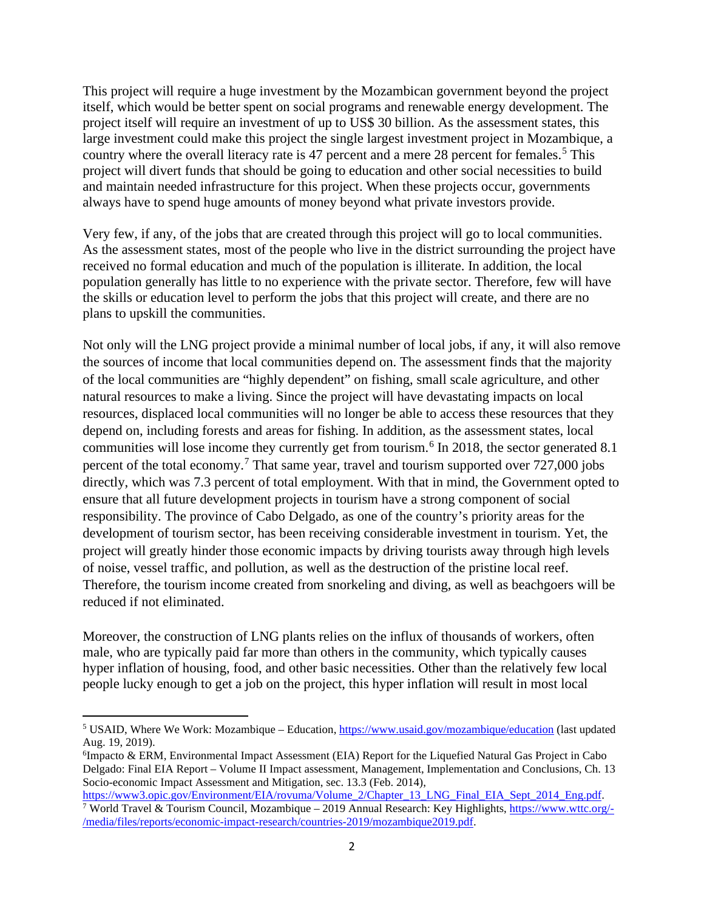This project will require a huge investment by the Mozambican government beyond the project itself, which would be better spent on social programs and renewable energy development. The project itself will require an investment of up to US$ 30 billion. As the assessment states, this large investment could make this project the single largest investment project in Mozambique, a country where the overall literacy rate is 47 percent and a mere 28 percent for females.[5] This project will divert funds that should be going to education and other social necessities to build and maintain needed infrastructure for this project. When these projects occur, governments always have to spend huge amounts of money beyond what private investors provide.

Very few, if any, of the jobs that are created through this project will go to local communities. As the assessment states, most of the people who live in the district surrounding the project have received no formal education and much of the population is illiterate. In addition, the local population generally has little to no experience with the private sector. Therefore, few will have the skills or education level to perform the jobs that this project will create, and there are no plans to upskill the communities.

Not only will the LNG project provide a minimal number of local jobs, if any, it will also remove the sources of income that local communities depend on. The assessment finds that the majority of the local communities are "highly dependent" on fishing, small scale agriculture, and other natural resources to make a living. Since the project will have devastating impacts on local resources, displaced local communities will no longer be able to access these resources that they depend on, including forests and areas for fishing. In addition, as the assessment states, local communities will lose income they currently get from tourism.[6] In 2018, the sector generated 8.1 percent of the total economy.[7] That same year, travel and tourism supported over 727,000 jobs directly, which was 7.3 percent of total employment. With that in mind, the Government opted to ensure that all future development projects in tourism have a strong component of social responsibility. The province of Cabo Delgado, as one of the country's priority areas for the development of tourism sector, has been receiving considerable investment in tourism. Yet, the project will greatly hinder those economic impacts by driving tourists away through high levels of noise, vessel traffic, and pollution, as well as the destruction of the pristine local reef. Therefore, the tourism income created from snorkeling and diving, as well as beachgoers will be reduced if not eliminated.

Moreover, the construction of LNG plants relies on the influx of thousands of workers, often male, who are typically paid far more than others in the community, which typically causes hyper inflation of housing, food, and other basic necessities. Other than the relatively few local people lucky enough to get a job on the project, this hyper inflation will result in most local

---

[5] USAID, Where We Work: Mozambique – Education, https://www.usaid.gov/mozambique/education (last updated Aug. 19, 2019).

[6] Impacto & ERM, Environmental Impact Assessment (EIA) Report for the Liquefied Natural Gas Project in Cabo Delgado: Final EIA Report – Volume II Impact assessment, Management, Implementation and Conclusions, Ch. 13 Socio-economic Impact Assessment and Mitigation, sec. 13.3 (Feb. 2014), https://www3.opic.gov/Environment/EIA/rovuma/Volume_2/Chapter_13_LNG_Final_EIA_Sept_2014_Eng.pdf.

[7] World Travel & Tourism Council, Mozambique – 2019 Annual Research: Key Highlights, https://www.wttc.org/-/media/files/reports/economic-impact-research/countries-2019/mozambique2019.pdf.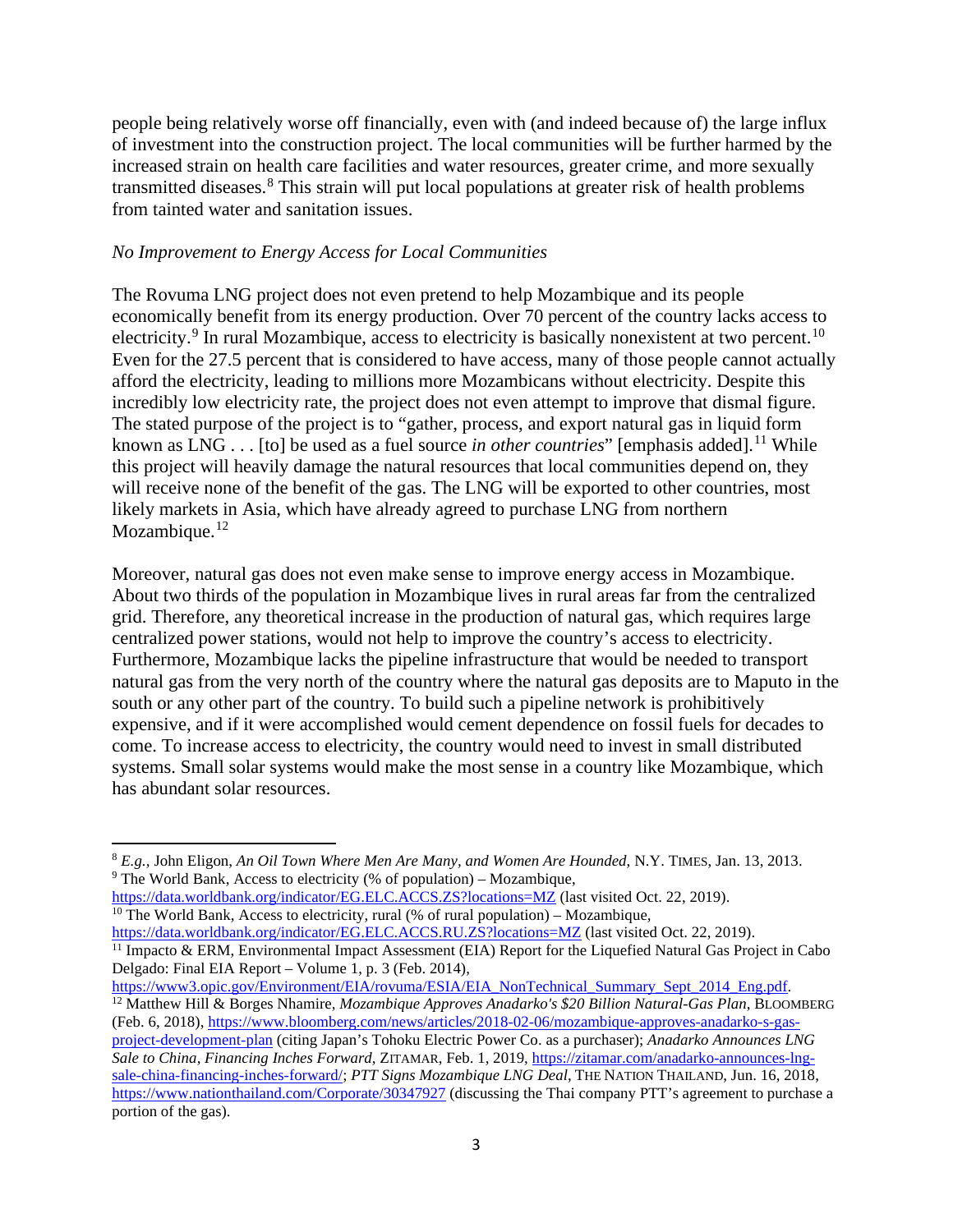people being relatively worse off financially, even with (and indeed because of) the large influx of investment into the construction project. The local communities will be further harmed by the increased strain on health care facilities and water resources, greater crime, and more sexually transmitted diseases.[8] This strain will put local populations at greater risk of health problems from tainted water and sanitation issues.

*No Improvement to Energy Access for Local Communities*

The Rovuma LNG project does not even pretend to help Mozambique and its people economically benefit from its energy production. Over 70 percent of the country lacks access to electricity.[9] In rural Mozambique, access to electricity is basically nonexistent at two percent.[10] Even for the 27.5 percent that is considered to have access, many of those people cannot actually afford the electricity, leading to millions more Mozambicans without electricity. Despite this incredibly low electricity rate, the project does not even attempt to improve that dismal figure. The stated purpose of the project is to "gather, process, and export natural gas in liquid form known as LNG . . . [to] be used as a fuel source *in other countries*" [emphasis added].[11] While this project will heavily damage the natural resources that local communities depend on, they will receive none of the benefit of the gas. The LNG will be exported to other countries, most likely markets in Asia, which have already agreed to purchase LNG from northern Mozambique.[12]

Moreover, natural gas does not even make sense to improve energy access in Mozambique. About two thirds of the population in Mozambique lives in rural areas far from the centralized grid. Therefore, any theoretical increase in the production of natural gas, which requires large centralized power stations, would not help to improve the country's access to electricity. Furthermore, Mozambique lacks the pipeline infrastructure that would be needed to transport natural gas from the very north of the country where the natural gas deposits are to Maputo in the south or any other part of the country. To build such a pipeline network is prohibitively expensive, and if it were accomplished would cement dependence on fossil fuels for decades to come. To increase access to electricity, the country would need to invest in small distributed systems. Small solar systems would make the most sense in a country like Mozambique, which has abundant solar resources.

---

[8] *E.g.*, John Eligon, *An Oil Town Where Men Are Many, and Women Are Hounded*, N.Y. TIMES, Jan. 13, 2013.

[9] The World Bank, Access to electricity (% of population) – Mozambique, https://data.worldbank.org/indicator/EG.ELC.ACCS.ZS?locations=MZ (last visited Oct. 22, 2019).

[10] The World Bank, Access to electricity, rural (% of rural population) – Mozambique, https://data.worldbank.org/indicator/EG.ELC.ACCS.RU.ZS?locations=MZ (last visited Oct. 22, 2019).

[11] Impacto & ERM, Environmental Impact Assessment (EIA) Report for the Liquefied Natural Gas Project in Cabo Delgado: Final EIA Report – Volume 1, p. 3 (Feb. 2014), https://www3.opic.gov/Environment/EIA/rovuma/ESIA/EIA_NonTechnical_Summary_Sept_2014_Eng.pdf.

[12] Matthew Hill & Borges Nhamire, *Mozambique Approves Anadarko's $20 Billion Natural-Gas Plan*, BLOOMBERG (Feb. 6, 2018), https://www.bloomberg.com/news/articles/2018-02-06/mozambique-approves-anadarko-s-gas-project-development-plan (citing Japan's Tohoku Electric Power Co. as a purchaser); *Anadarko Announces LNG Sale to China, Financing Inches Forward*, ZITAMAR, Feb. 1, 2019, https://zitamar.com/anadarko-announces-lng-sale-china-financing-inches-forward/; *PTT Signs Mozambique LNG Deal*, THE NATION THAILAND, Jun. 16, 2018, https://www.nationthailand.com/Corporate/30347927 (discussing the Thai company PTT's agreement to purchase a portion of the gas).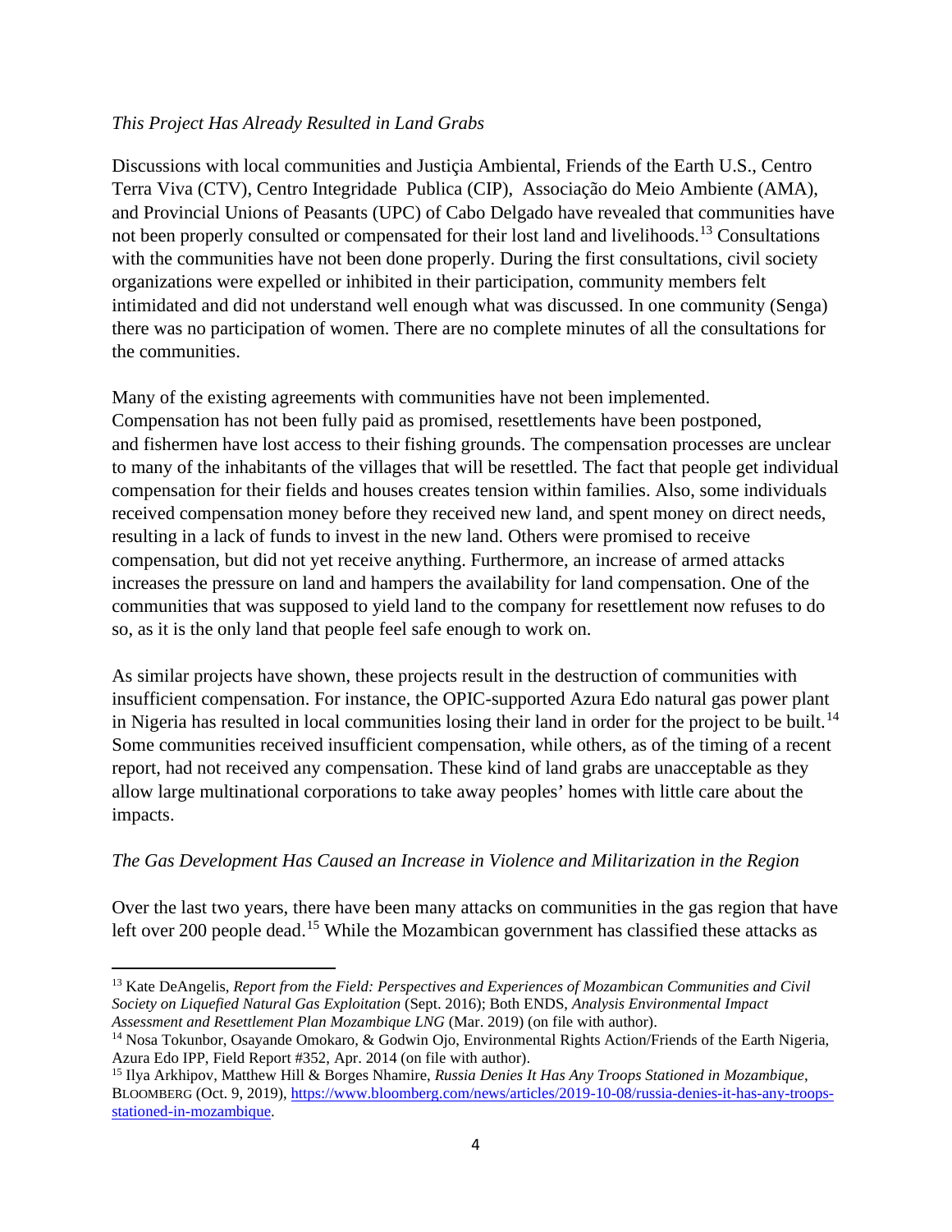*This Project Has Already Resulted in Land Grabs*

Discussions with local communities and Justiçia Ambiental, Friends of the Earth U.S., Centro Terra Viva (CTV), Centro Integridade Publica (CIP), Associação do Meio Ambiente (AMA), and Provincial Unions of Peasants (UPC) of Cabo Delgado have revealed that communities have not been properly consulted or compensated for their lost land and livelihoods.[13] Consultations with the communities have not been done properly. During the first consultations, civil society organizations were expelled or inhibited in their participation, community members felt intimidated and did not understand well enough what was discussed. In one community (Senga) there was no participation of women. There are no complete minutes of all the consultations for the communities.

Many of the existing agreements with communities have not been implemented. Compensation has not been fully paid as promised, resettlements have been postponed, and fishermen have lost access to their fishing grounds. The compensation processes are unclear to many of the inhabitants of the villages that will be resettled. The fact that people get individual compensation for their fields and houses creates tension within families. Also, some individuals received compensation money before they received new land, and spent money on direct needs, resulting in a lack of funds to invest in the new land. Others were promised to receive compensation, but did not yet receive anything. Furthermore, an increase of armed attacks increases the pressure on land and hampers the availability for land compensation. One of the communities that was supposed to yield land to the company for resettlement now refuses to do so, as it is the only land that people feel safe enough to work on.

As similar projects have shown, these projects result in the destruction of communities with insufficient compensation. For instance, the OPIC-supported Azura Edo natural gas power plant in Nigeria has resulted in local communities losing their land in order for the project to be built.[14] Some communities received insufficient compensation, while others, as of the timing of a recent report, had not received any compensation. These kind of land grabs are unacceptable as they allow large multinational corporations to take away peoples' homes with little care about the impacts.

*The Gas Development Has Caused an Increase in Violence and Militarization in the Region*

Over the last two years, there have been many attacks on communities in the gas region that have left over 200 people dead.[15] While the Mozambican government has classified these attacks as

---

[13] Kate DeAngelis, *Report from the Field: Perspectives and Experiences of Mozambican Communities and Civil Society on Liquefied Natural Gas Exploitation* (Sept. 2016); Both ENDS, *Analysis Environmental Impact Assessment and Resettlement Plan Mozambique LNG* (Mar. 2019) (on file with author).

[14] Nosa Tokunbor, Osayande Omokaro, & Godwin Ojo, Environmental Rights Action/Friends of the Earth Nigeria, Azura Edo IPP, Field Report #352, Apr. 2014 (on file with author).

[15] Ilya Arkhipov, Matthew Hill & Borges Nhamire, *Russia Denies It Has Any Troops Stationed in Mozambique*, BLOOMBERG (Oct. 9, 2019), https://www.bloomberg.com/news/articles/2019-10-08/russia-denies-it-has-any-troops-stationed-in-mozambique.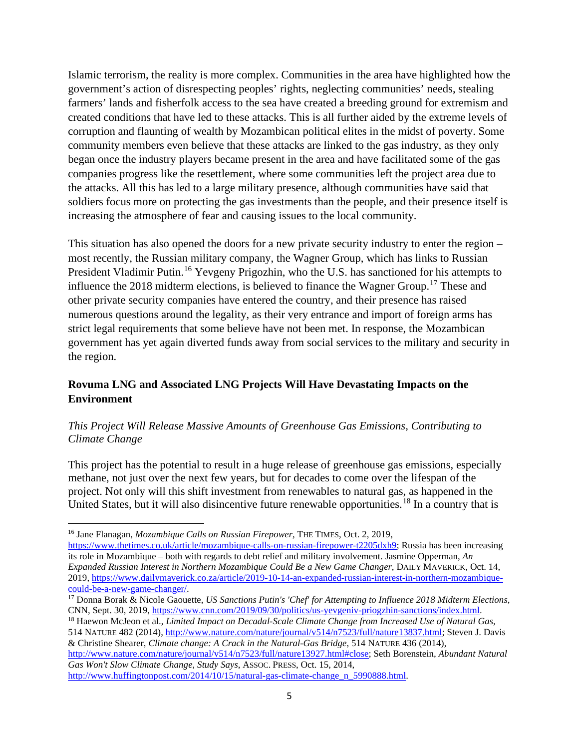Islamic terrorism, the reality is more complex. Communities in the area have highlighted how the government's action of disrespecting peoples' rights, neglecting communities' needs, stealing farmers' lands and fisherfolk access to the sea have created a breeding ground for extremism and created conditions that have led to these attacks. This is all further aided by the extreme levels of corruption and flaunting of wealth by Mozambican political elites in the midst of poverty. Some community members even believe that these attacks are linked to the gas industry, as they only began once the industry players became present in the area and have facilitated some of the gas companies progress like the resettlement, where some communities left the project area due to the attacks. All this has led to a large military presence, although communities have said that soldiers focus more on protecting the gas investments than the people, and their presence itself is increasing the atmosphere of fear and causing issues to the local community.

This situation has also opened the doors for a new private security industry to enter the region – most recently, the Russian military company, the Wagner Group, which has links to Russian President Vladimir Putin.[16] Yevgeny Prigozhin, who the U.S. has sanctioned for his attempts to influence the 2018 midterm elections, is believed to finance the Wagner Group.[17] These and other private security companies have entered the country, and their presence has raised numerous questions around the legality, as their very entrance and import of foreign arms has strict legal requirements that some believe have not been met. In response, the Mozambican government has yet again diverted funds away from social services to the military and security in the region.

## Rovuma LNG and Associated LNG Projects Will Have Devastating Impacts on the Environment

### *This Project Will Release Massive Amounts of Greenhouse Gas Emissions, Contributing to Climate Change*

This project has the potential to result in a huge release of greenhouse gas emissions, especially methane, not just over the next few years, but for decades to come over the lifespan of the project. Not only will this shift investment from renewables to natural gas, as happened in the United States, but it will also disincentive future renewable opportunities.[18] In a country that is

---

[16] Jane Flanagan, *Mozambique Calls on Russian Firepower*, THE TIMES, Oct. 2, 2019, https://www.thetimes.co.uk/article/mozambique-calls-on-russian-firepower-t2205dxh9; Russia has been increasing its role in Mozambique – both with regards to debt relief and military involvement. Jasmine Opperman, *An Expanded Russian Interest in Northern Mozambique Could Be a New Game Changer*, DAILY MAVERICK, Oct. 14, 2019, https://www.dailymaverick.co.za/article/2019-10-14-an-expanded-russian-interest-in-northern-mozambique-could-be-a-new-game-changer/.

[17] Donna Borak & Nicole Gaouette, *US Sanctions Putin's 'Chef' for Attempting to Influence 2018 Midterm Elections*, CNN, Sept. 30, 2019, https://www.cnn.com/2019/09/30/politics/us-yevgeniv-priogzhin-sanctions/index.html.

[18] Haewon McJeon et al., *Limited Impact on Decadal-Scale Climate Change from Increased Use of Natural Gas*, 514 NATURE 482 (2014), http://www.nature.com/nature/journal/v514/n7523/full/nature13837.html; Steven J. Davis & Christine Shearer, *Climate change: A Crack in the Natural-Gas Bridge*, 514 NATURE 436 (2014), http://www.nature.com/nature/journal/v514/n7523/full/nature13927.html#close; Seth Borenstein, *Abundant Natural Gas Won't Slow Climate Change, Study Says*, ASSOC. PRESS, Oct. 15, 2014, http://www.huffingtonpost.com/2014/10/15/natural-gas-climate-change_n_5990888.html.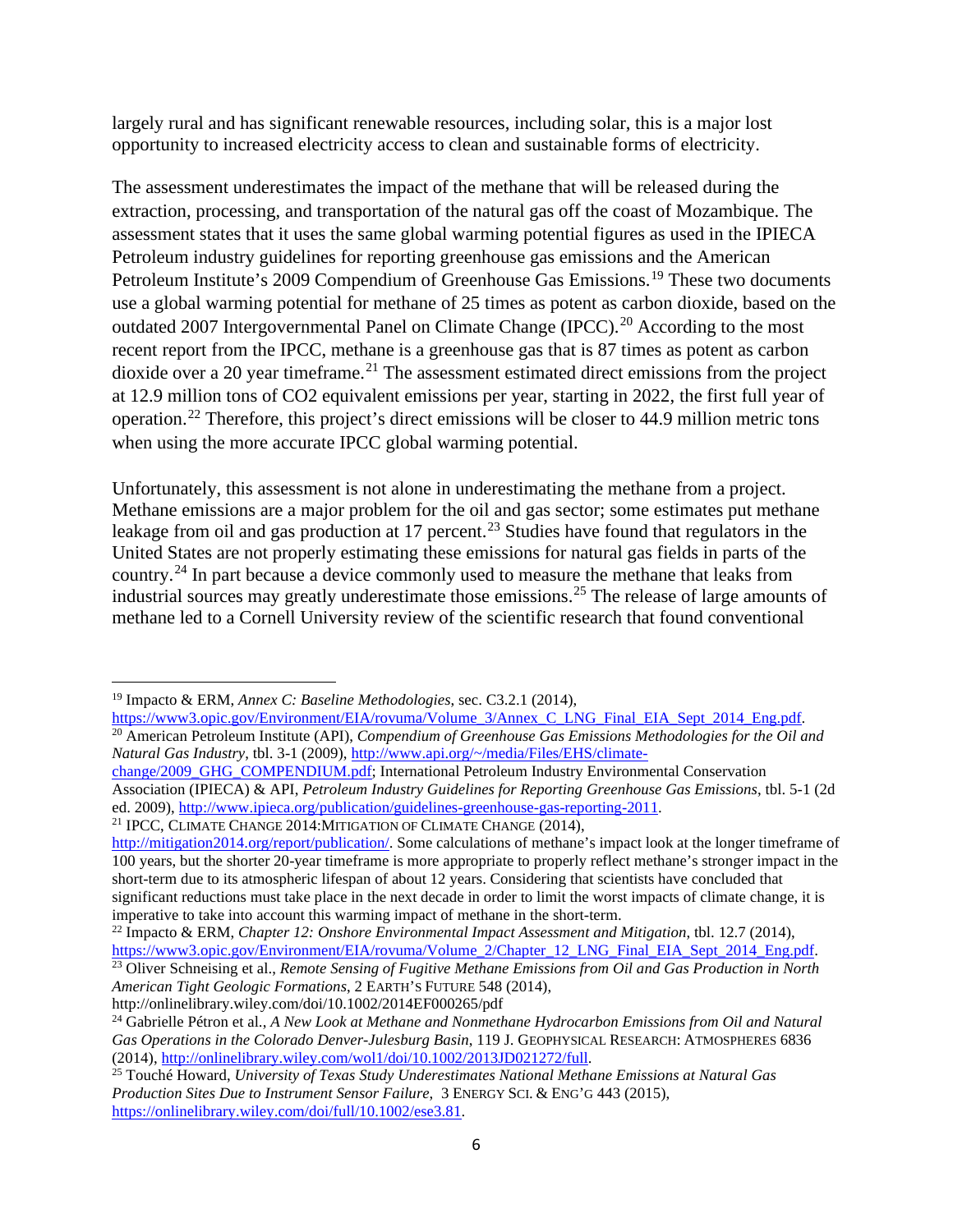largely rural and has significant renewable resources, including solar, this is a major lost opportunity to increased electricity access to clean and sustainable forms of electricity.

The assessment underestimates the impact of the methane that will be released during the extraction, processing, and transportation of the natural gas off the coast of Mozambique. The assessment states that it uses the same global warming potential figures as used in the IPIECA Petroleum industry guidelines for reporting greenhouse gas emissions and the American Petroleum Institute's 2009 Compendium of Greenhouse Gas Emissions.[19] These two documents use a global warming potential for methane of 25 times as potent as carbon dioxide, based on the outdated 2007 Intergovernmental Panel on Climate Change (IPCC).[20] According to the most recent report from the IPCC, methane is a greenhouse gas that is 87 times as potent as carbon dioxide over a 20 year timeframe.[21] The assessment estimated direct emissions from the project at 12.9 million tons of CO2 equivalent emissions per year, starting in 2022, the first full year of operation.[22] Therefore, this project's direct emissions will be closer to 44.9 million metric tons when using the more accurate IPCC global warming potential.

Unfortunately, this assessment is not alone in underestimating the methane from a project. Methane emissions are a major problem for the oil and gas sector; some estimates put methane leakage from oil and gas production at 17 percent.[23] Studies have found that regulators in the United States are not properly estimating these emissions for natural gas fields in parts of the country.[24] In part because a device commonly used to measure the methane that leaks from industrial sources may greatly underestimate those emissions.[25] The release of large amounts of methane led to a Cornell University review of the scientific research that found conventional

---

[19] Impacto & ERM, *Annex C: Baseline Methodologies*, sec. C3.2.1 (2014), https://www3.opic.gov/Environment/EIA/rovuma/Volume_3/Annex_C_LNG_Final_EIA_Sept_2014_Eng.pdf.

[20] American Petroleum Institute (API), *Compendium of Greenhouse Gas Emissions Methodologies for the Oil and Natural Gas Industry*, tbl. 3-1 (2009), http://www.api.org/~/media/Files/EHS/climate-change/2009_GHG_COMPENDIUM.pdf; International Petroleum Industry Environmental Conservation Association (IPIECA) & API, *Petroleum Industry Guidelines for Reporting Greenhouse Gas Emissions*, tbl. 5-1 (2d ed. 2009), http://www.ipieca.org/publication/guidelines-greenhouse-gas-reporting-2011.

[21] IPCC, CLIMATE CHANGE 2014:MITIGATION OF CLIMATE CHANGE (2014), http://mitigation2014.org/report/publication/. Some calculations of methane's impact look at the longer timeframe of 100 years, but the shorter 20-year timeframe is more appropriate to properly reflect methane's stronger impact in the short-term due to its atmospheric lifespan of about 12 years. Considering that scientists have concluded that significant reductions must take place in the next decade in order to limit the worst impacts of climate change, it is imperative to take into account this warming impact of methane in the short-term.

[22] Impacto & ERM, *Chapter 12: Onshore Environmental Impact Assessment and Mitigation*, tbl. 12.7 (2014), https://www3.opic.gov/Environment/EIA/rovuma/Volume_2/Chapter_12_LNG_Final_EIA_Sept_2014_Eng.pdf.

[23] Oliver Schneising et al., *Remote Sensing of Fugitive Methane Emissions from Oil and Gas Production in North American Tight Geologic Formations*, 2 EARTH'S FUTURE 548 (2014), http://onlinelibrary.wiley.com/doi/10.1002/2014EF000265/pdf

[24] Gabrielle Pétron et al., *A New Look at Methane and Nonmethane Hydrocarbon Emissions from Oil and Natural Gas Operations in the Colorado Denver-Julesburg Basin*, 119 J. GEOPHYSICAL RESEARCH: ATMOSPHERES 6836 (2014), http://onlinelibrary.wiley.com/wol1/doi/10.1002/2013JD021272/full.

[25] Touché Howard, *University of Texas Study Underestimates National Methane Emissions at Natural Gas Production Sites Due to Instrument Sensor Failure*, 3 ENERGY SCI. & ENG'G 443 (2015), https://onlinelibrary.wiley.com/doi/full/10.1002/ese3.81.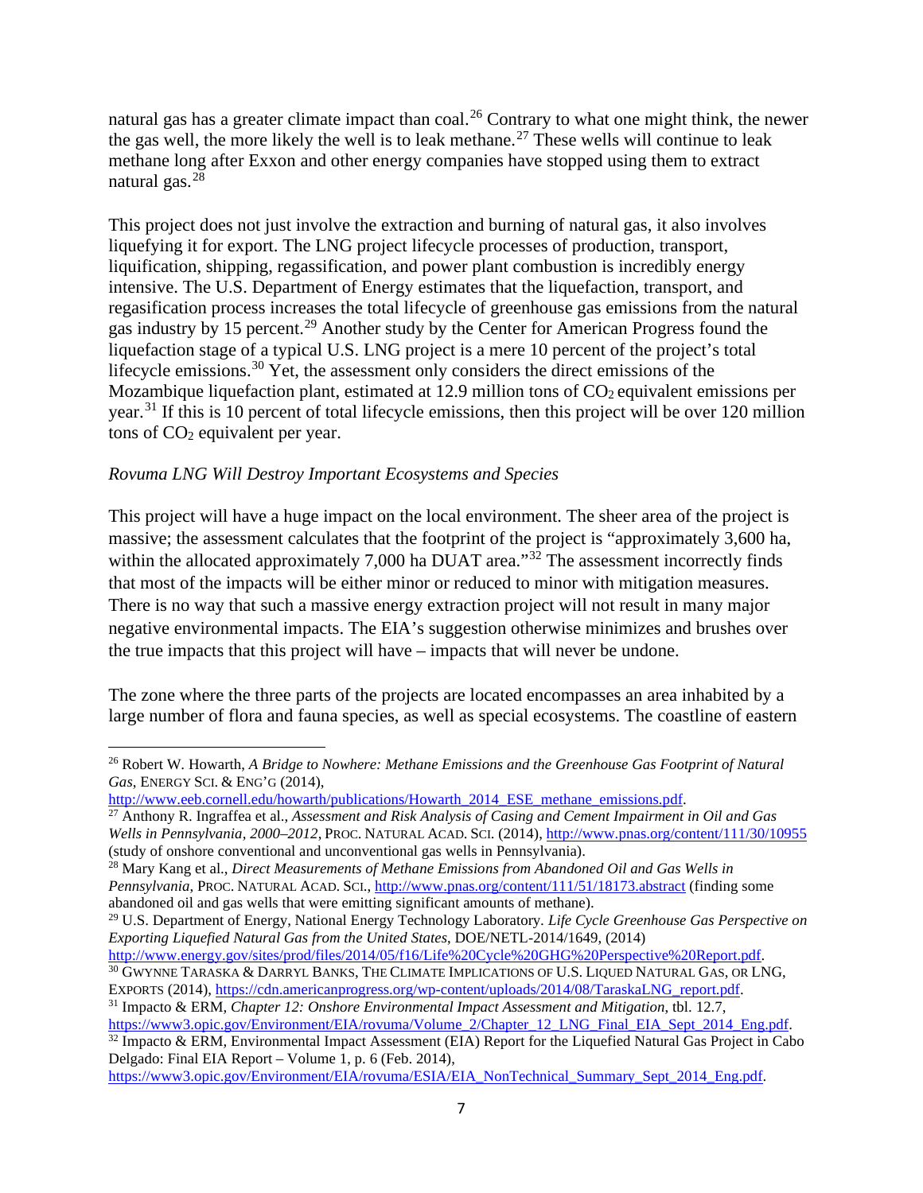natural gas has a greater climate impact than coal.[26] Contrary to what one might think, the newer the gas well, the more likely the well is to leak methane.[27] These wells will continue to leak methane long after Exxon and other energy companies have stopped using them to extract natural gas.[28]

This project does not just involve the extraction and burning of natural gas, it also involves liquefying it for export. The LNG project lifecycle processes of production, transport, liquification, shipping, regassification, and power plant combustion is incredibly energy intensive. The U.S. Department of Energy estimates that the liquefaction, transport, and regasification process increases the total lifecycle of greenhouse gas emissions from the natural gas industry by 15 percent.[29] Another study by the Center for American Progress found the liquefaction stage of a typical U.S. LNG project is a mere 10 percent of the project's total lifecycle emissions.[30] Yet, the assessment only considers the direct emissions of the Mozambique liquefaction plant, estimated at 12.9 million tons of $CO_2$ equivalent emissions per year.[31] If this is 10 percent of total lifecycle emissions, then this project will be over 120 million tons of $CO_2$ equivalent per year.

*Rovuma LNG Will Destroy Important Ecosystems and Species*

This project will have a huge impact on the local environment. The sheer area of the project is massive; the assessment calculates that the footprint of the project is "approximately 3,600 ha, within the allocated approximately 7,000 ha DUAT area."[32] The assessment incorrectly finds that most of the impacts will be either minor or reduced to minor with mitigation measures. There is no way that such a massive energy extraction project will not result in many major negative environmental impacts. The EIA's suggestion otherwise minimizes and brushes over the true impacts that this project will have – impacts that will never be undone.

The zone where the three parts of the projects are located encompasses an area inhabited by a large number of flora and fauna species, as well as special ecosystems. The coastline of eastern

---

[26] Robert W. Howarth, *A Bridge to Nowhere: Methane Emissions and the Greenhouse Gas Footprint of Natural Gas*, ENERGY SCI. & ENG'G (2014), http://www.eeb.cornell.edu/howarth/publications/Howarth_2014_ESE_methane_emissions.pdf.

[27] Anthony R. Ingraffea et al., *Assessment and Risk Analysis of Casing and Cement Impairment in Oil and Gas Wells in Pennsylvania, 2000–2012*, PROC. NATURAL ACAD. SCI. (2014), http://www.pnas.org/content/111/30/10955 (study of onshore conventional and unconventional gas wells in Pennsylvania).

[28] Mary Kang et al., *Direct Measurements of Methane Emissions from Abandoned Oil and Gas Wells in Pennsylvania*, PROC. NATURAL ACAD. SCI., http://www.pnas.org/content/111/51/18173.abstract (finding some abandoned oil and gas wells that were emitting significant amounts of methane).

[29] U.S. Department of Energy, National Energy Technology Laboratory. *Life Cycle Greenhouse Gas Perspective on Exporting Liquefied Natural Gas from the United States*, DOE/NETL-2014/1649, (2014) http://www.energy.gov/sites/prod/files/2014/05/f16/Life%20Cycle%20GHG%20Perspective%20Report.pdf.

[30] GWYNNE TARASKA & DARRYL BANKS, THE CLIMATE IMPLICATIONS OF U.S. LIQUED NATURAL GAS, OR LNG, EXPORTS (2014), https://cdn.americanprogress.org/wp-content/uploads/2014/08/TaraskaLNG_report.pdf.

[31] Impacto & ERM, *Chapter 12: Onshore Environmental Impact Assessment and Mitigation*, tbl. 12.7, https://www3.opic.gov/Environment/EIA/rovuma/Volume_2/Chapter_12_LNG_Final_EIA_Sept_2014_Eng.pdf.

[32] Impacto & ERM, Environmental Impact Assessment (EIA) Report for the Liquefied Natural Gas Project in Cabo Delgado: Final EIA Report – Volume 1, p. 6 (Feb. 2014), https://www3.opic.gov/Environment/EIA/rovuma/ESIA/EIA_NonTechnical_Summary_Sept_2014_Eng.pdf.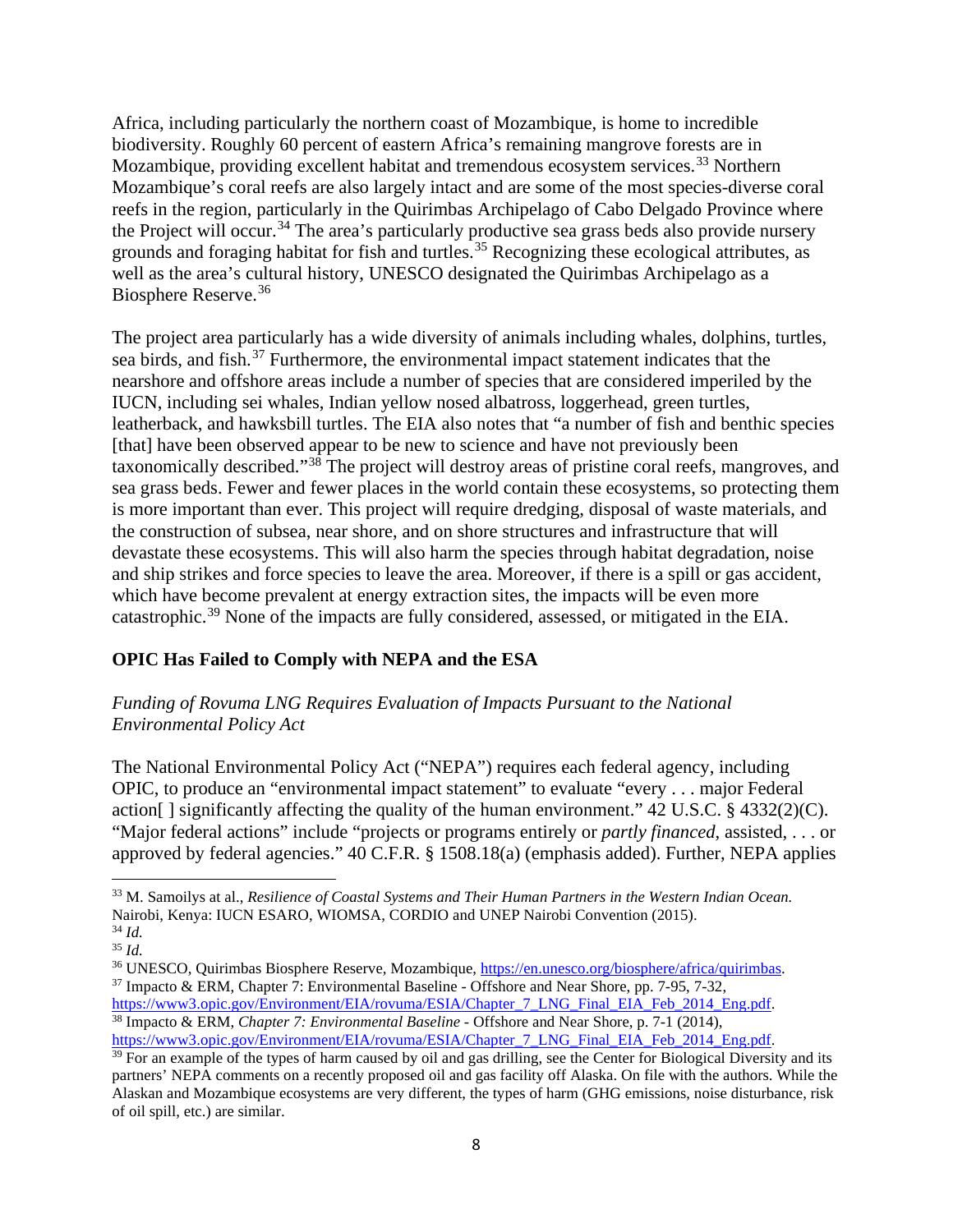Africa, including particularly the northern coast of Mozambique, is home to incredible biodiversity. Roughly 60 percent of eastern Africa's remaining mangrove forests are in Mozambique, providing excellent habitat and tremendous ecosystem services.[33] Northern Mozambique's coral reefs are also largely intact and are some of the most species-diverse coral reefs in the region, particularly in the Quirimbas Archipelago of Cabo Delgado Province where the Project will occur.[34] The area's particularly productive sea grass beds also provide nursery grounds and foraging habitat for fish and turtles.[35] Recognizing these ecological attributes, as well as the area's cultural history, UNESCO designated the Quirimbas Archipelago as a Biosphere Reserve.[36]

The project area particularly has a wide diversity of animals including whales, dolphins, turtles, sea birds, and fish.[37] Furthermore, the environmental impact statement indicates that the nearshore and offshore areas include a number of species that are considered imperiled by the IUCN, including sei whales, Indian yellow nosed albatross, loggerhead, green turtles, leatherback, and hawksbill turtles. The EIA also notes that "a number of fish and benthic species [that] have been observed appear to be new to science and have not previously been taxonomically described."[38] The project will destroy areas of pristine coral reefs, mangroves, and sea grass beds. Fewer and fewer places in the world contain these ecosystems, so protecting them is more important than ever. This project will require dredging, disposal of waste materials, and the construction of subsea, near shore, and on shore structures and infrastructure that will devastate these ecosystems. This will also harm the species through habitat degradation, noise and ship strikes and force species to leave the area. Moreover, if there is a spill or gas accident, which have become prevalent at energy extraction sites, the impacts will be even more catastrophic.[39] None of the impacts are fully considered, assessed, or mitigated in the EIA.

## OPIC Has Failed to Comply with NEPA and the ESA

### *Funding of Rovuma LNG Requires Evaluation of Impacts Pursuant to the National Environmental Policy Act*

The National Environmental Policy Act ("NEPA") requires each federal agency, including OPIC, to produce an "environmental impact statement" to evaluate "every . . . major Federal action[ ] significantly affecting the quality of the human environment." 42 U.S.C. § 4332(2)(C). "Major federal actions" include "projects or programs entirely or *partly financed*, assisted, . . . or approved by federal agencies." 40 C.F.R. § 1508.18(a) (emphasis added). Further, NEPA applies

---

[33] M. Samoilys at al., *Resilience of Coastal Systems and Their Human Partners in the Western Indian Ocean.* Nairobi, Kenya: IUCN ESARO, WIOMSA, CORDIO and UNEP Nairobi Convention (2015).

[34] *Id.*

[35] *Id.*

[36] UNESCO, Quirimbas Biosphere Reserve, Mozambique, https://en.unesco.org/biosphere/africa/quirimbas.

[37] Impacto & ERM, Chapter 7: Environmental Baseline - Offshore and Near Shore, pp. 7-95, 7-32, https://www3.opic.gov/Environment/EIA/rovuma/ESIA/Chapter_7_LNG_Final_EIA_Feb_2014_Eng.pdf.

[38] Impacto & ERM, *Chapter 7: Environmental Baseline* - Offshore and Near Shore, p. 7-1 (2014), https://www3.opic.gov/Environment/EIA/rovuma/ESIA/Chapter_7_LNG_Final_EIA_Feb_2014_Eng.pdf.

[39] For an example of the types of harm caused by oil and gas drilling, see the Center for Biological Diversity and its partners' NEPA comments on a recently proposed oil and gas facility off Alaska. On file with the authors. While the Alaskan and Mozambique ecosystems are very different, the types of harm (GHG emissions, noise disturbance, risk of oil spill, etc.) are similar.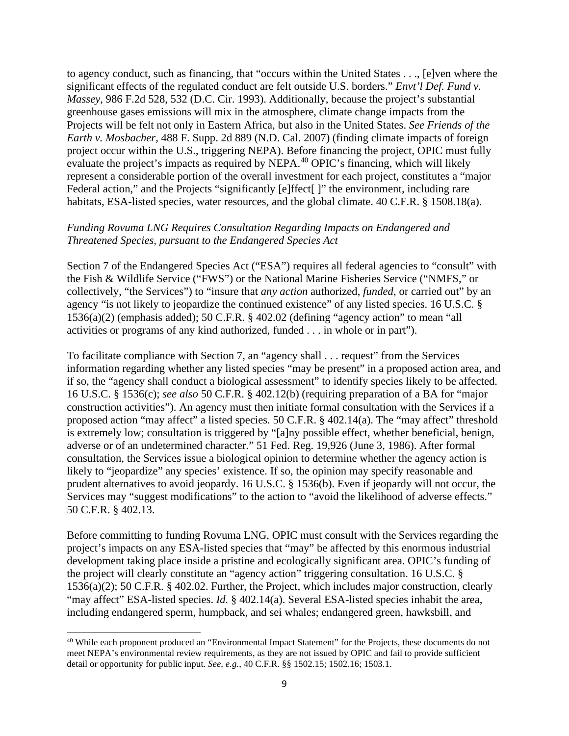to agency conduct, such as financing, that "occurs within the United States . . ., [e]ven where the significant effects of the regulated conduct are felt outside U.S. borders." *Envt'l Def. Fund v. Massey*, 986 F.2d 528, 532 (D.C. Cir. 1993). Additionally, because the project's substantial greenhouse gases emissions will mix in the atmosphere, climate change impacts from the Projects will be felt not only in Eastern Africa, but also in the United States. *See Friends of the Earth v. Mosbacher*, 488 F. Supp. 2d 889 (N.D. Cal. 2007) (finding climate impacts of foreign project occur within the U.S., triggering NEPA). Before financing the project, OPIC must fully evaluate the project's impacts as required by NEPA.[40] OPIC's financing, which will likely represent a considerable portion of the overall investment for each project, constitutes a "major Federal action," and the Projects "significantly [e]ffect[ ]" the environment, including rare habitats, ESA-listed species, water resources, and the global climate. 40 C.F.R. § 1508.18(a).

*Funding Rovuma LNG Requires Consultation Regarding Impacts on Endangered and Threatened Species, pursuant to the Endangered Species Act*

Section 7 of the Endangered Species Act ("ESA") requires all federal agencies to "consult" with the Fish & Wildlife Service ("FWS") or the National Marine Fisheries Service ("NMFS," or collectively, "the Services") to "insure that *any action* authorized, *funded*, or carried out" by an agency "is not likely to jeopardize the continued existence" of any listed species. 16 U.S.C. § 1536(a)(2) (emphasis added); 50 C.F.R. § 402.02 (defining "agency action" to mean "all activities or programs of any kind authorized, funded . . . in whole or in part").

To facilitate compliance with Section 7, an "agency shall . . . request" from the Services information regarding whether any listed species "may be present" in a proposed action area, and if so, the "agency shall conduct a biological assessment" to identify species likely to be affected. 16 U.S.C. § 1536(c); *see also* 50 C.F.R. § 402.12(b) (requiring preparation of a BA for "major construction activities"). An agency must then initiate formal consultation with the Services if a proposed action "may affect" a listed species. 50 C.F.R. § 402.14(a). The "may affect" threshold is extremely low; consultation is triggered by "[a]ny possible effect, whether beneficial, benign, adverse or of an undetermined character." 51 Fed. Reg. 19,926 (June 3, 1986). After formal consultation, the Services issue a biological opinion to determine whether the agency action is likely to "jeopardize" any species' existence. If so, the opinion may specify reasonable and prudent alternatives to avoid jeopardy. 16 U.S.C. § 1536(b). Even if jeopardy will not occur, the Services may "suggest modifications" to the action to "avoid the likelihood of adverse effects." 50 C.F.R. § 402.13.

Before committing to funding Rovuma LNG, OPIC must consult with the Services regarding the project's impacts on any ESA-listed species that "may" be affected by this enormous industrial development taking place inside a pristine and ecologically significant area. OPIC's funding of the project will clearly constitute an "agency action" triggering consultation. 16 U.S.C. § 1536(a)(2); 50 C.F.R. § 402.02. Further, the Project, which includes major construction, clearly "may affect" ESA-listed species. *Id.* § 402.14(a). Several ESA-listed species inhabit the area, including endangered sperm, humpback, and sei whales; endangered green, hawksbill, and

[40] While each proponent produced an "Environmental Impact Statement" for the Projects, these documents do not meet NEPA's environmental review requirements, as they are not issued by OPIC and fail to provide sufficient detail or opportunity for public input. *See, e.g.*, 40 C.F.R. §§ 1502.15; 1502.16; 1503.1.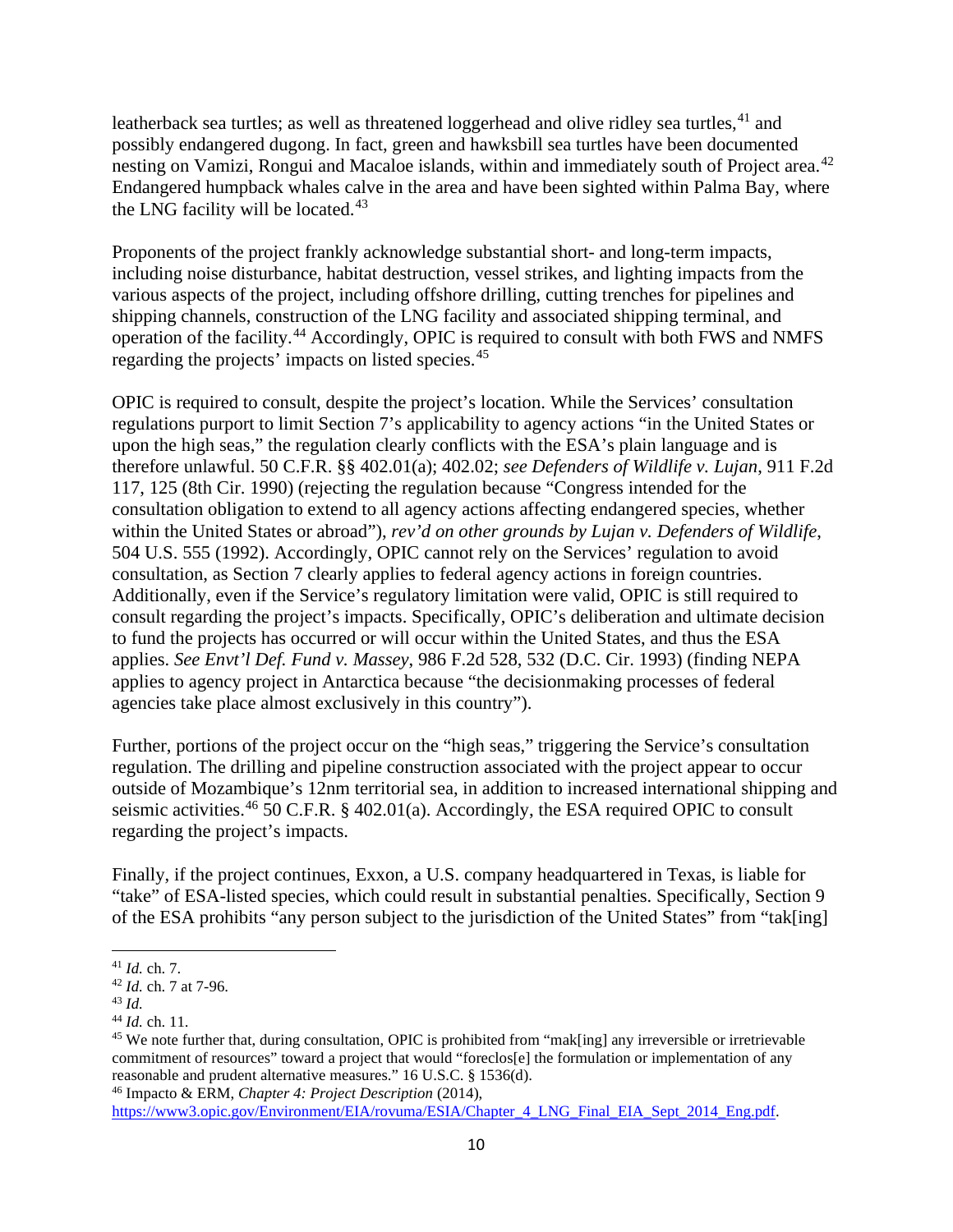leatherback sea turtles; as well as threatened loggerhead and olive ridley sea turtles,[41] and possibly endangered dugong. In fact, green and hawksbill sea turtles have been documented nesting on Vamizi, Rongui and Macaloe islands, within and immediately south of Project area.[42] Endangered humpback whales calve in the area and have been sighted within Palma Bay, where the LNG facility will be located.[43]

Proponents of the project frankly acknowledge substantial short- and long-term impacts, including noise disturbance, habitat destruction, vessel strikes, and lighting impacts from the various aspects of the project, including offshore drilling, cutting trenches for pipelines and shipping channels, construction of the LNG facility and associated shipping terminal, and operation of the facility.[44] Accordingly, OPIC is required to consult with both FWS and NMFS regarding the projects' impacts on listed species.[45]

OPIC is required to consult, despite the project's location. While the Services' consultation regulations purport to limit Section 7's applicability to agency actions "in the United States or upon the high seas," the regulation clearly conflicts with the ESA's plain language and is therefore unlawful. 50 C.F.R. §§ 402.01(a); 402.02; *see Defenders of Wildlife v. Lujan*, 911 F.2d 117, 125 (8th Cir. 1990) (rejecting the regulation because "Congress intended for the consultation obligation to extend to all agency actions affecting endangered species, whether within the United States or abroad"), *rev'd on other grounds by Lujan v. Defenders of Wildlife*, 504 U.S. 555 (1992). Accordingly, OPIC cannot rely on the Services' regulation to avoid consultation, as Section 7 clearly applies to federal agency actions in foreign countries. Additionally, even if the Service's regulatory limitation were valid, OPIC is still required to consult regarding the project's impacts. Specifically, OPIC's deliberation and ultimate decision to fund the projects has occurred or will occur within the United States, and thus the ESA applies. *See Envt'l Def. Fund v. Massey*, 986 F.2d 528, 532 (D.C. Cir. 1993) (finding NEPA applies to agency project in Antarctica because "the decisionmaking processes of federal agencies take place almost exclusively in this country").

Further, portions of the project occur on the "high seas," triggering the Service's consultation regulation. The drilling and pipeline construction associated with the project appear to occur outside of Mozambique's 12nm territorial sea, in addition to increased international shipping and seismic activities.[46] 50 C.F.R. § 402.01(a). Accordingly, the ESA required OPIC to consult regarding the project's impacts.

Finally, if the project continues, Exxon, a U.S. company headquartered in Texas, is liable for "take" of ESA-listed species, which could result in substantial penalties. Specifically, Section 9 of the ESA prohibits "any person subject to the jurisdiction of the United States" from "tak[ing]

---

[41] *Id.* ch. 7.

[42] *Id.* ch. 7 at 7-96.

[43] *Id.*

[44] *Id.* ch. 11.

[45] We note further that, during consultation, OPIC is prohibited from "mak[ing] any irreversible or irretrievable commitment of resources" toward a project that would "foreclos[e] the formulation or implementation of any reasonable and prudent alternative measures." 16 U.S.C. § 1536(d).

[46] Impacto & ERM, *Chapter 4: Project Description* (2014), https://www3.opic.gov/Environment/EIA/rovuma/ESIA/Chapter_4_LNG_Final_EIA_Sept_2014_Eng.pdf.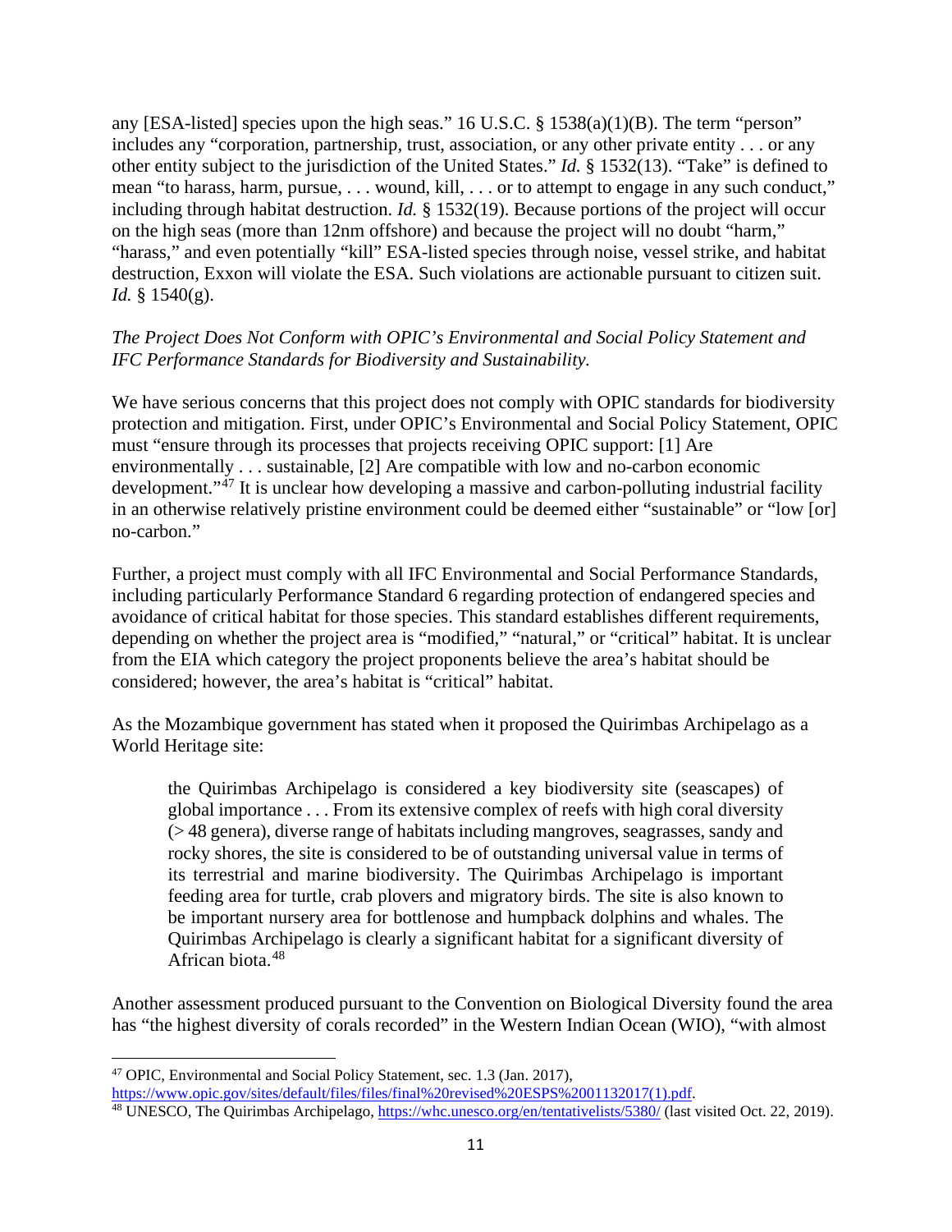any [ESA-listed] species upon the high seas." 16 U.S.C. § 1538(a)(1)(B). The term "person" includes any "corporation, partnership, trust, association, or any other private entity . . . or any other entity subject to the jurisdiction of the United States." *Id.* § 1532(13). "Take" is defined to mean "to harass, harm, pursue, . . . wound, kill, . . . or to attempt to engage in any such conduct," including through habitat destruction. *Id.* § 1532(19). Because portions of the project will occur on the high seas (more than 12nm offshore) and because the project will no doubt "harm," "harass," and even potentially "kill" ESA-listed species through noise, vessel strike, and habitat destruction, Exxon will violate the ESA. Such violations are actionable pursuant to citizen suit. *Id.* § 1540(g).

*The Project Does Not Conform with OPIC's Environmental and Social Policy Statement and IFC Performance Standards for Biodiversity and Sustainability.*

We have serious concerns that this project does not comply with OPIC standards for biodiversity protection and mitigation. First, under OPIC's Environmental and Social Policy Statement, OPIC must "ensure through its processes that projects receiving OPIC support: [1] Are environmentally . . . sustainable, [2] Are compatible with low and no-carbon economic development."[47] It is unclear how developing a massive and carbon-polluting industrial facility in an otherwise relatively pristine environment could be deemed either "sustainable" or "low [or] no-carbon."

Further, a project must comply with all IFC Environmental and Social Performance Standards, including particularly Performance Standard 6 regarding protection of endangered species and avoidance of critical habitat for those species. This standard establishes different requirements, depending on whether the project area is "modified," "natural," or "critical" habitat. It is unclear from the EIA which category the project proponents believe the area's habitat should be considered; however, the area's habitat is "critical" habitat.

As the Mozambique government has stated when it proposed the Quirimbas Archipelago as a World Heritage site:

> the Quirimbas Archipelago is considered a key biodiversity site (seascapes) of global importance . . . From its extensive complex of reefs with high coral diversity (> 48 genera), diverse range of habitats including mangroves, seagrasses, sandy and rocky shores, the site is considered to be of outstanding universal value in terms of its terrestrial and marine biodiversity. The Quirimbas Archipelago is important feeding area for turtle, crab plovers and migratory birds. The site is also known to be important nursery area for bottlenose and humpback dolphins and whales. The Quirimbas Archipelago is clearly a significant habitat for a significant diversity of African biota.[48]

Another assessment produced pursuant to the Convention on Biological Diversity found the area has "the highest diversity of corals recorded" in the Western Indian Ocean (WIO), "with almost

---

[47] OPIC, Environmental and Social Policy Statement, sec. 1.3 (Jan. 2017), https://www.opic.gov/sites/default/files/files/final%20revised%20ESPS%2001132017(1).pdf.

[48] UNESCO, The Quirimbas Archipelago, https://whc.unesco.org/en/tentativelists/5380/ (last visited Oct. 22, 2019).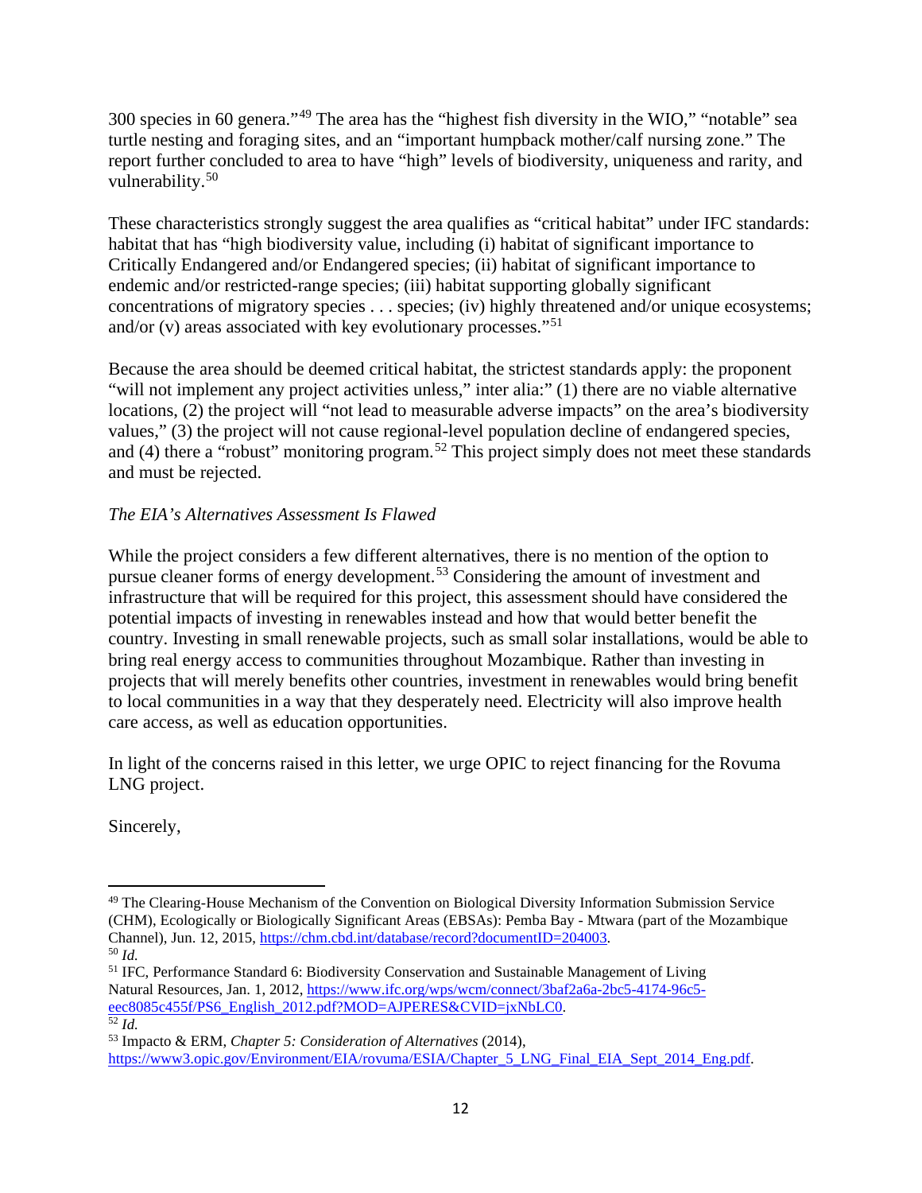300 species in 60 genera."[49] The area has the "highest fish diversity in the WIO," "notable" sea turtle nesting and foraging sites, and an "important humpback mother/calf nursing zone." The report further concluded to area to have "high" levels of biodiversity, uniqueness and rarity, and vulnerability.[50]

These characteristics strongly suggest the area qualifies as "critical habitat" under IFC standards: habitat that has "high biodiversity value, including (i) habitat of significant importance to Critically Endangered and/or Endangered species; (ii) habitat of significant importance to endemic and/or restricted-range species; (iii) habitat supporting globally significant concentrations of migratory species . . . species; (iv) highly threatened and/or unique ecosystems; and/or (v) areas associated with key evolutionary processes."[51]

Because the area should be deemed critical habitat, the strictest standards apply: the proponent "will not implement any project activities unless," inter alia:" (1) there are no viable alternative locations, (2) the project will "not lead to measurable adverse impacts" on the area's biodiversity values," (3) the project will not cause regional-level population decline of endangered species, and (4) there a "robust" monitoring program.[52] This project simply does not meet these standards and must be rejected.

*The EIA's Alternatives Assessment Is Flawed*

While the project considers a few different alternatives, there is no mention of the option to pursue cleaner forms of energy development.[53] Considering the amount of investment and infrastructure that will be required for this project, this assessment should have considered the potential impacts of investing in renewables instead and how that would better benefit the country. Investing in small renewable projects, such as small solar installations, would be able to bring real energy access to communities throughout Mozambique. Rather than investing in projects that will merely benefits other countries, investment in renewables would bring benefit to local communities in a way that they desperately need. Electricity will also improve health care access, as well as education opportunities.

In light of the concerns raised in this letter, we urge OPIC to reject financing for the Rovuma LNG project.

Sincerely,

---

[49] The Clearing-House Mechanism of the Convention on Biological Diversity Information Submission Service (CHM), Ecologically or Biologically Significant Areas (EBSAs): Pemba Bay - Mtwara (part of the Mozambique Channel), Jun. 12, 2015, https://chm.cbd.int/database/record?documentID=204003.

[50] *Id.*

[51] IFC, Performance Standard 6: Biodiversity Conservation and Sustainable Management of Living Natural Resources, Jan. 1, 2012, https://www.ifc.org/wps/wcm/connect/3baf2a6a-2bc5-4174-96c5-eec8085c455f/PS6_English_2012.pdf?MOD=AJPERES&CVID=jxNbLC0.

[52] *Id.*

[53] Impacto & ERM, *Chapter 5: Consideration of Alternatives* (2014), https://www3.opic.gov/Environment/EIA/rovuma/ESIA/Chapter_5_LNG_Final_EIA_Sept_2014_Eng.pdf.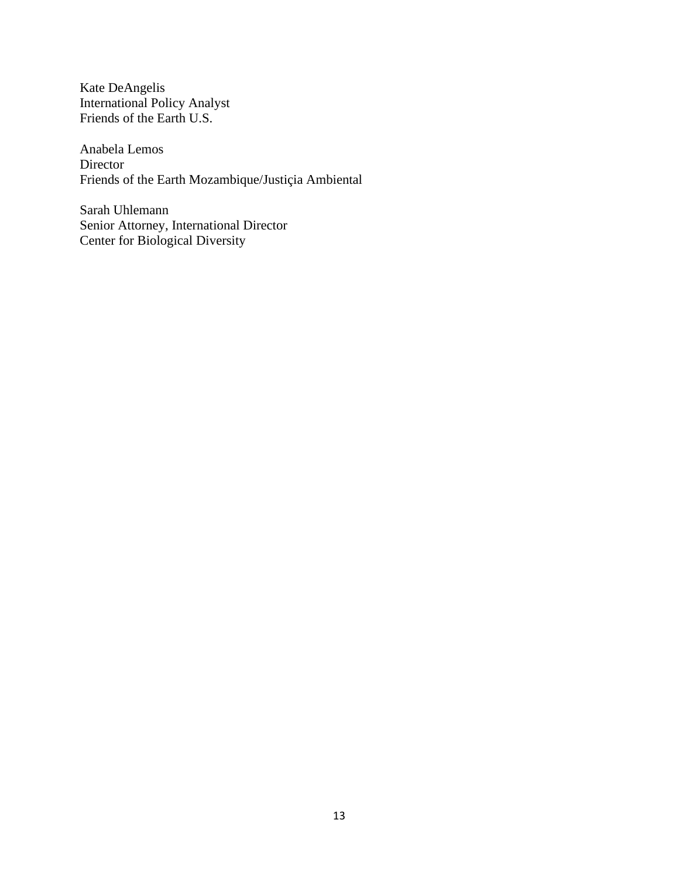Kate DeAngelis
International Policy Analyst
Friends of the Earth U.S.

Anabela Lemos
Director
Friends of the Earth Mozambique/Justiçia Ambiental

Sarah Uhlemann
Senior Attorney, International Director
Center for Biological Diversity